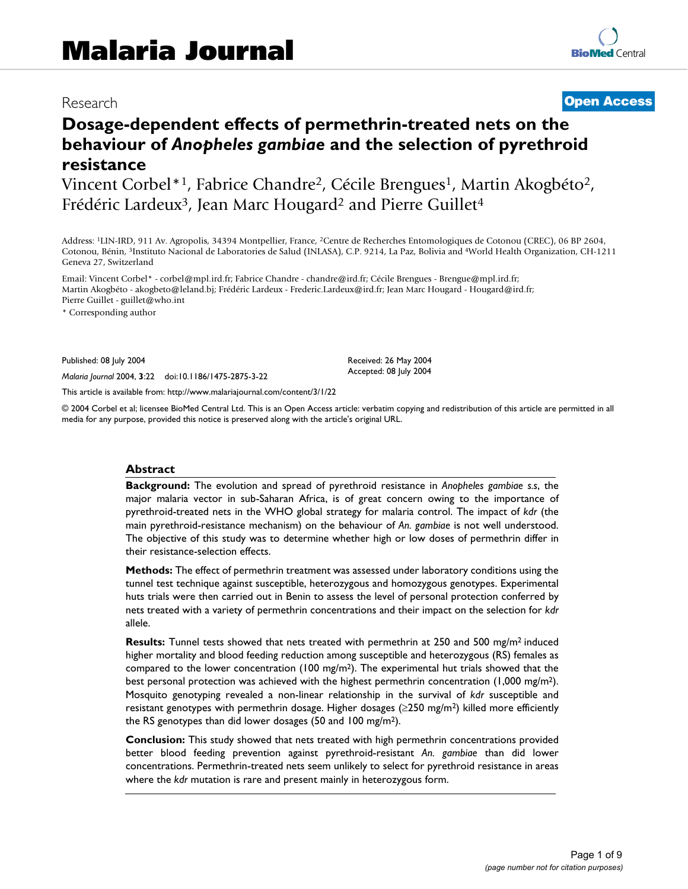Research **Open Access**

# Dosage-dependent effects of permethrin-treated nets on the behaviour of *Anopheles gambiae* and the selection of pyrethroid resistance

Vincent Corbel*[1], Fabrice Chandre[2], Cécile Brengues[1], Martin Akogbéto[2], Frédéric Lardeux[3], Jean Marc Hougard[2] and Pierre Guillet[4]

Address: [1]LIN-IRD, 911 Av. Agropolis, 34394 Montpellier, France, [2]Centre de Recherches Entomologiques de Cotonou (CREC), 06 BP 2604, Cotonou, Bénin, [3]Instituto Nacional de Laboratories de Salud (INLASA), C.P. 9214, La Paz, Bolivia and [4]World Health Organization, CH-1211 Geneva 27, Switzerland

Email: Vincent Corbel* - corbel@mpl.ird.fr; Fabrice Chandre - chandre@ird.fr; Cécile Brengues - Brengue@mpl.ird.fr; Martin Akogbéto - akogbeto@leland.bj; Frédéric Lardeux - Frederic.Lardeux@ird.fr; Jean Marc Hougard - Hougard@ird.fr; Pierre Guillet - guillet@who.int

* Corresponding author

Published: 08 July 2004

*Malaria Journal* 2004, **3**:22 doi:10.1186/1475-2875-3-22

Received: 26 May 2004
Accepted: 08 July 2004

This article is available from: http://www.malariajournal.com/content/3/1/22

© 2004 Corbel et al; licensee BioMed Central Ltd. This is an Open Access article: verbatim copying and redistribution of this article are permitted in all media for any purpose, provided this notice is preserved along with the article's original URL.

## Abstract

**Background:** The evolution and spread of pyrethroid resistance in *Anopheles gambiae s.s*, the major malaria vector in sub-Saharan Africa, is of great concern owing to the importance of pyrethroid-treated nets in the WHO global strategy for malaria control. The impact of *kdr* (the main pyrethroid-resistance mechanism) on the behaviour of *An. gambiae* is not well understood. The objective of this study was to determine whether high or low doses of permethrin differ in their resistance-selection effects.

**Methods:** The effect of permethrin treatment was assessed under laboratory conditions using the tunnel test technique against susceptible, heterozygous and homozygous genotypes. Experimental huts trials were then carried out in Benin to assess the level of personal protection conferred by nets treated with a variety of permethrin concentrations and their impact on the selection for *kdr* allele.

**Results:** Tunnel tests showed that nets treated with permethrin at 250 and 500 mg/m$^2$ induced higher mortality and blood feeding reduction among susceptible and heterozygous (RS) females as compared to the lower concentration (100 mg/m$^2$). The experimental hut trials showed that the best personal protection was achieved with the highest permethrin concentration (1,000 mg/m$^2$). Mosquito genotyping revealed a non-linear relationship in the survival of *kdr* susceptible and resistant genotypes with permethrin dosage. Higher dosages ($\geq$250 mg/m$^2$) killed more efficiently the RS genotypes than did lower dosages (50 and 100 mg/m$^2$).

**Conclusion:** This study showed that nets treated with high permethrin concentrations provided better blood feeding prevention against pyrethroid-resistant *An. gambiae* than did lower concentrations. Permethrin-treated nets seem unlikely to select for pyrethroid resistance in areas where the *kdr* mutation is rare and present mainly in heterozygous form.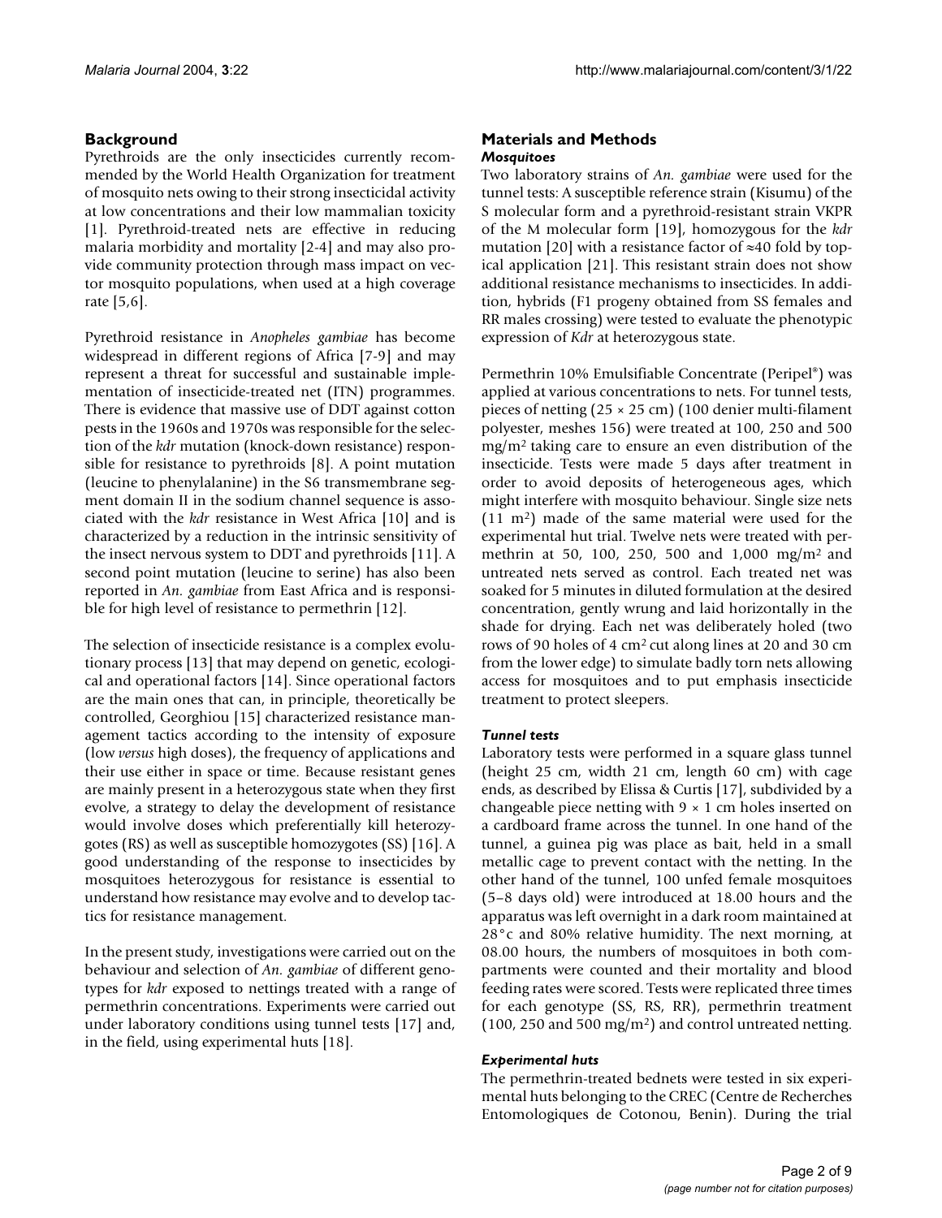## Background

Pyrethroids are the only insecticides currently recommended by the World Health Organization for treatment of mosquito nets owing to their strong insecticidal activity at low concentrations and their low mammalian toxicity [1]. Pyrethroid-treated nets are effective in reducing malaria morbidity and mortality [2-4] and may also provide community protection through mass impact on vector mosquito populations, when used at a high coverage rate [5,6].

Pyrethroid resistance in *Anopheles gambiae* has become widespread in different regions of Africa [7-9] and may represent a threat for successful and sustainable implementation of insecticide-treated net (ITN) programmes. There is evidence that massive use of DDT against cotton pests in the 1960s and 1970s was responsible for the selection of the *kdr* mutation (knock-down resistance) responsible for resistance to pyrethroids [8]. A point mutation (leucine to phenylalanine) in the S6 transmembrane segment domain II in the sodium channel sequence is associated with the *kdr* resistance in West Africa [10] and is characterized by a reduction in the intrinsic sensitivity of the insect nervous system to DDT and pyrethroids [11]. A second point mutation (leucine to serine) has also been reported in *An. gambiae* from East Africa and is responsible for high level of resistance to permethrin [12].

The selection of insecticide resistance is a complex evolutionary process [13] that may depend on genetic, ecological and operational factors [14]. Since operational factors are the main ones that can, in principle, theoretically be controlled, Georghiou [15] characterized resistance management tactics according to the intensity of exposure (low *versus* high doses), the frequency of applications and their use either in space or time. Because resistant genes are mainly present in a heterozygous state when they first evolve, a strategy to delay the development of resistance would involve doses which preferentially kill heterozygotes (RS) as well as susceptible homozygotes (SS) [16]. A good understanding of the response to insecticides by mosquitoes heterozygous for resistance is essential to understand how resistance may evolve and to develop tactics for resistance management.

In the present study, investigations were carried out on the behaviour and selection of *An. gambiae* of different genotypes for *kdr* exposed to nettings treated with a range of permethrin concentrations. Experiments were carried out under laboratory conditions using tunnel tests [17] and, in the field, using experimental huts [18].

## Materials and Methods

### *Mosquitoes*

Two laboratory strains of *An. gambiae* were used for the tunnel tests: A susceptible reference strain (Kisumu) of the S molecular form and a pyrethroid-resistant strain VKPR of the M molecular form [19], homozygous for the *kdr* mutation [20] with a resistance factor of ≈40 fold by topical application [21]. This resistant strain does not show additional resistance mechanisms to insecticides. In addition, hybrids (F1 progeny obtained from SS females and RR males crossing) were tested to evaluate the phenotypic expression of *Kdr* at heterozygous state.

Permethrin 10% Emulsifiable Concentrate (Peripel®) was applied at various concentrations to nets. For tunnel tests, pieces of netting (25 × 25 cm) (100 denier multi-filament polyester, meshes 156) were treated at 100, 250 and 500 mg/m$^2$ taking care to ensure an even distribution of the insecticide. Tests were made 5 days after treatment in order to avoid deposits of heterogeneous ages, which might interfere with mosquito behaviour. Single size nets (11 m$^2$) made of the same material were used for the experimental hut trial. Twelve nets were treated with permethrin at 50, 100, 250, 500 and 1,000 mg/m$^2$ and untreated nets served as control. Each treated net was soaked for 5 minutes in diluted formulation at the desired concentration, gently wrung and laid horizontally in the shade for drying. Each net was deliberately holed (two rows of 90 holes of 4 cm$^2$ cut along lines at 20 and 30 cm from the lower edge) to simulate badly torn nets allowing access for mosquitoes and to put emphasis insecticide treatment to protect sleepers.

### *Tunnel tests*

Laboratory tests were performed in a square glass tunnel (height 25 cm, width 21 cm, length 60 cm) with cage ends, as described by Elissa & Curtis [17], subdivided by a changeable piece netting with 9 × 1 cm holes inserted on a cardboard frame across the tunnel. In one hand of the tunnel, a guinea pig was place as bait, held in a small metallic cage to prevent contact with the netting. In the other hand of the tunnel, 100 unfed female mosquitoes (5–8 days old) were introduced at 18.00 hours and the apparatus was left overnight in a dark room maintained at 28°c and 80% relative humidity. The next morning, at 08.00 hours, the numbers of mosquitoes in both compartments were counted and their mortality and blood feeding rates were scored. Tests were replicated three times for each genotype (SS, RS, RR), permethrin treatment (100, 250 and 500 mg/m$^2$) and control untreated netting.

### *Experimental huts*

The permethrin-treated bednets were tested in six experimental huts belonging to the CREC (Centre de Recherches Entomologiques de Cotonou, Benin). During the trial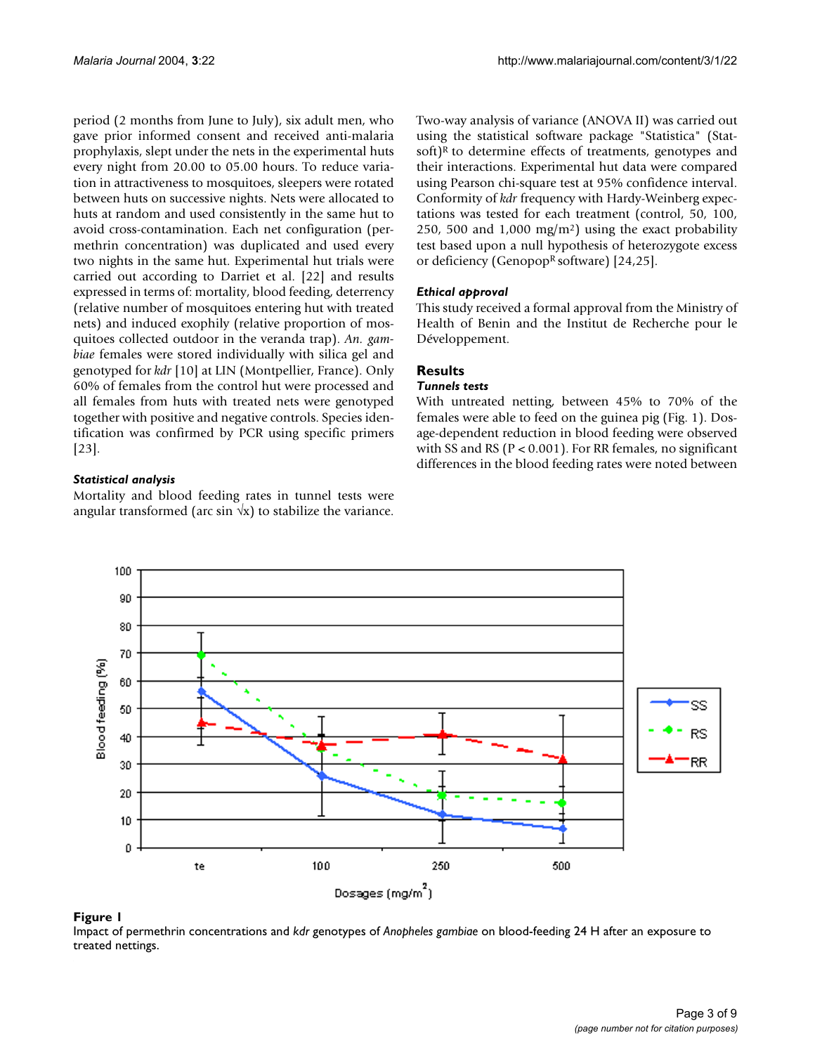period (2 months from June to July), six adult men, who gave prior informed consent and received anti-malaria prophylaxis, slept under the nets in the experimental huts every night from 20.00 to 05.00 hours. To reduce variation in attractiveness to mosquitoes, sleepers were rotated between huts on successive nights. Nets were allocated to huts at random and used consistently in the same hut to avoid cross-contamination. Each net configuration (permethrin concentration) was duplicated and used every two nights in the same hut. Experimental hut trials were carried out according to Darriet et al. [22] and results expressed in terms of: mortality, blood feeding, deterrency (relative number of mosquitoes entering hut with treated nets) and induced exophily (relative proportion of mosquitoes collected outdoor in the veranda trap). *An. gambiae* females were stored individually with silica gel and genotyped for *kdr* [10] at LIN (Montpellier, France). Only 60% of females from the control hut were processed and all females from huts with treated nets were genotyped together with positive and negative controls. Species identification was confirmed by PCR using specific primers [23].

#### *Statistical analysis*

Mortality and blood feeding rates in tunnel tests were angular transformed (arc sin $\sqrt{x}$) to stabilize the variance. Two-way analysis of variance (ANOVA II) was carried out using the statistical software package "Statistica" (Statsoft)[R] to determine effects of treatments, genotypes and their interactions. Experimental hut data were compared using Pearson chi-square test at 95% confidence interval. Conformity of *kdr* frequency with Hardy-Weinberg expectations was tested for each treatment (control, 50, 100, 250, 500 and 1,000 mg/m$^2$) using the exact probability test based upon a null hypothesis of heterozygote excess or deficiency (Genopop[R] software) [24,25].

#### *Ethical approval*

This study received a formal approval from the Ministry of Health of Benin and the Institut de Recherche pour le Développement.

### Results

#### *Tunnels tests*

With untreated netting, between 45% to 70% of the females were able to feed on the guinea pig (Fig. 1). Dosage-dependent reduction in blood feeding were observed with SS and RS ($P < 0.001$). For RR females, no significant differences in the blood feeding rates were noted between

**Figure 1**
Impact of permethrin concentrations and *kdr* genotypes of *Anopheles gambiae* on blood-feeding 24 H after an exposure to treated nettings.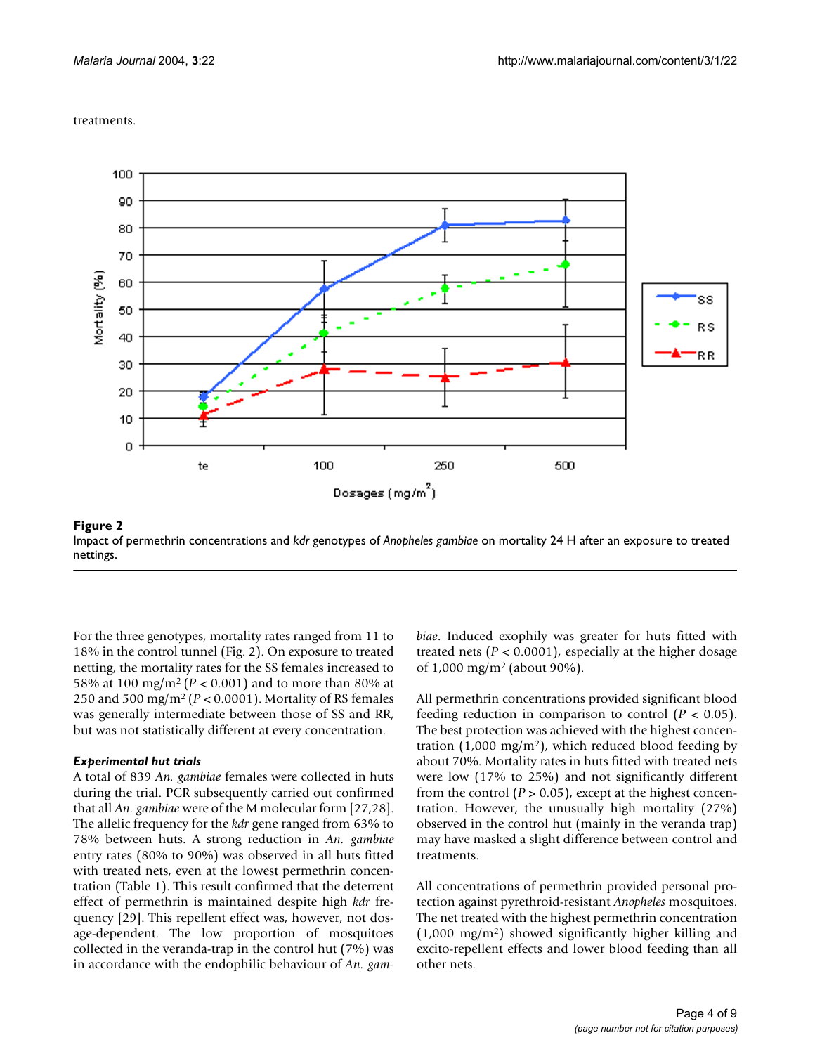treatments.

**Figure 2**
Impact of permethrin concentrations and *kdr* genotypes of *Anopheles gambiae* on mortality 24 H after an exposure to treated nettings.

For the three genotypes, mortality rates ranged from 11 to 18% in the control tunnel (Fig. 2). On exposure to treated netting, the mortality rates for the SS females increased to 58% at 100 mg/m² ($P < 0.001$) and to more than 80% at 250 and 500 mg/m² ($P < 0.0001$). Mortality of RS females was generally intermediate between those of SS and RR, but was not statistically different at every concentration.

### *Experimental hut trials*

A total of 839 *An. gambiae* females were collected in huts during the trial. PCR subsequently carried out confirmed that all *An. gambiae* were of the M molecular form [27,28]. The allelic frequency for the *kdr* gene ranged from 63% to 78% between huts. A strong reduction in *An. gambiae* entry rates (80% to 90%) was observed in all huts fitted with treated nets, even at the lowest permethrin concentration (Table 1). This result confirmed that the deterrent effect of permethrin is maintained despite high *kdr* frequency [29]. This repellent effect was, however, not dosage-dependent. The low proportion of mosquitoes collected in the veranda-trap in the control hut (7%) was in accordance with the endophilic behaviour of *An. gambiae*. Induced exophily was greater for huts fitted with treated nets ($P < 0.0001$), especially at the higher dosage of 1,000 mg/m² (about 90%).

All permethrin concentrations provided significant blood feeding reduction in comparison to control ($P < 0.05$). The best protection was achieved with the highest concentration (1,000 mg/m²), which reduced blood feeding by about 70%. Mortality rates in huts fitted with treated nets were low (17% to 25%) and not significantly different from the control ($P > 0.05$), except at the highest concentration. However, the unusually high mortality (27%) observed in the control hut (mainly in the veranda trap) may have masked a slight difference between control and treatments.

All concentrations of permethrin provided personal protection against pyrethroid-resistant *Anopheles* mosquitoes. The net treated with the highest permethrin concentration (1,000 mg/m²) showed significantly higher killing and excito-repellent effects and lower blood feeding than all other nets.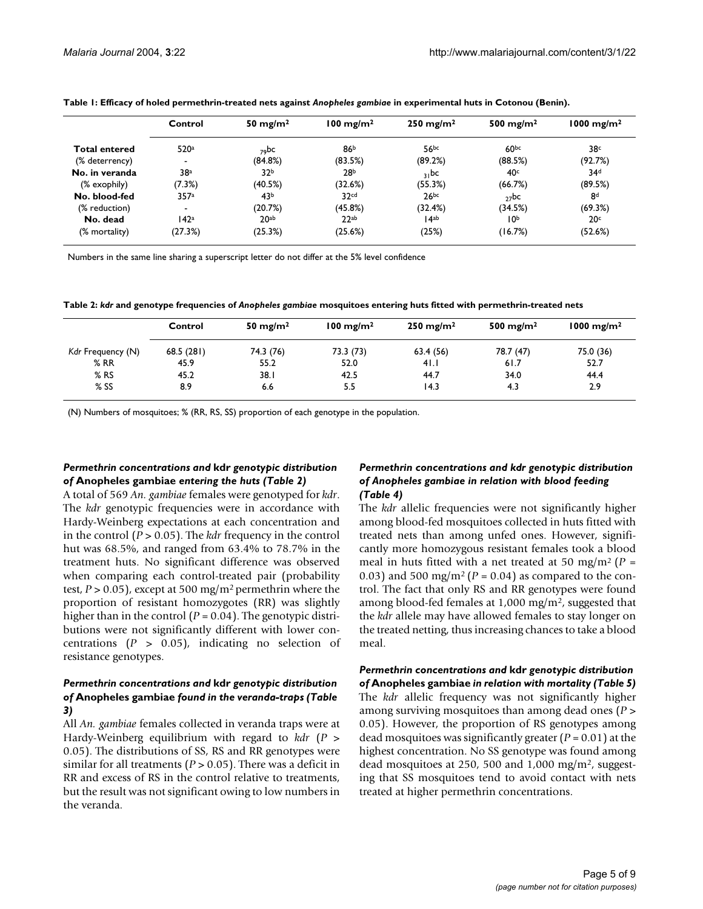**Table 1: Efficacy of holed permethrin-treated nets against *Anopheles gambiae* in experimental huts in Cotonou (Benin).**

| | Control | 50 mg/m$^2$ | 100 mg/m$^2$ | 250 mg/m$^2$ | 500 mg/m$^2$ | 1000 mg/m$^2$ |
|---|---|---|---|---|---|---|
| **Total entered** | 520$^a$ | 79$^{bc}$ | 86$^b$ | 56$^{bc}$ | 60$^{bc}$ | 38$^c$ |
| (% deterrency) | - | (84.8%) | (83.5%) | (89.2%) | (88.5%) | (92.7%) |
| **No. in veranda** | 38$^a$ | 32$^b$ | 28$^b$ | 31$^{bc}$ | 40$^c$ | 34$^d$ |
| (% exophily) | (7.3%) | (40.5%) | (32.6%) | (55.3%) | (66.7%) | (89.5%) |
| **No. blood-fed** | 357$^a$ | 43$^b$ | 32$^{cd}$ | 26$^{bc}$ | 27$^{bc}$ | 8$^d$ |
| (% reduction) | - | (20.7%) | (45.8%) | (32.4%) | (34.5%) | (69.3%) |
| **No. dead** | 142$^a$ | 20$^{ab}$ | 22$^{ab}$ | 14$^{ab}$ | 10$^b$ | 20$^c$ |
| (% mortality) | (27.3%) | (25.3%) | (25.6%) | (25%) | (16.7%) | (52.6%) |

Numbers in the same line sharing a superscript letter do not differ at the 5% level confidence

**Table 2: *kdr* and genotype frequencies of *Anopheles gambiae* mosquitoes entering huts fitted with permethrin-treated nets**

| | Control | 50 mg/m$^2$ | 100 mg/m$^2$ | 250 mg/m$^2$ | 500 mg/m$^2$ | 1000 mg/m$^2$ |
|---|---|---|---|---|---|---|
| *Kdr* Frequency (N) | 68.5 (281) | 74.3 (76) | 73.3 (73) | 63.4 (56) | 78.7 (47) | 75.0 (36) |
| % RR | 45.9 | 55.2 | 52.0 | 41.1 | 61.7 | 52.7 |
| % RS | 45.2 | 38.1 | 42.5 | 44.7 | 34.0 | 44.4 |
| % SS | 8.9 | 6.6 | 5.5 | 14.3 | 4.3 | 2.9 |

(N) Numbers of mosquitoes; % (RR, RS, SS) proportion of each genotype in the population.

### *Permethrin concentrations and* kdr *genotypic distribution of* Anopheles gambiae *entering the huts (Table 2)*

A total of 569 *An. gambiae* females were genotyped for *kdr*. The *kdr* genotypic frequencies were in accordance with Hardy-Weinberg expectations at each concentration and in the control ($P > 0.05$). The *kdr* frequency in the control hut was 68.5%, and ranged from 63.4% to 78.7% in the treatment huts. No significant difference was observed when comparing each control-treated pair (probability test, $P > 0.05$), except at 500 mg/m$^2$ permethrin where the proportion of resistant homozygotes (RR) was slightly higher than in the control ($P = 0.04$). The genotypic distributions were not significantly different with lower concentrations ($P > 0.05$), indicating no selection of resistance genotypes.

### *Permethrin concentrations and* kdr *genotypic distribution of* Anopheles gambiae *found in the veranda-traps (Table 3)*

All *An. gambiae* females collected in veranda traps were at Hardy-Weinberg equilibrium with regard to *kdr* ($P > 0.05$). The distributions of SS, RS and RR genotypes were similar for all treatments ($P > 0.05$). There was a deficit in RR and excess of RS in the control relative to treatments, but the result was not significant owing to low numbers in the veranda.

### *Permethrin concentrations and kdr genotypic distribution of Anopheles gambiae in relation with blood feeding (Table 4)*

The *kdr* allelic frequencies were not significantly higher among blood-fed mosquitoes collected in huts fitted with treated nets than among unfed ones. However, significantly more homozygous resistant females took a blood meal in huts fitted with a net treated at 50 mg/m$^2$ ($P = 0.03$) and 500 mg/m$^2$ ($P = 0.04$) as compared to the control. The fact that only RS and RR genotypes were found among blood-fed females at 1,000 mg/m$^2$, suggested that the *kdr* allele may have allowed females to stay longer on the treated netting, thus increasing chances to take a blood meal.

### *Permethrin concentrations and* kdr *genotypic distribution of* Anopheles gambiae *in relation with mortality (Table 5)*

The *kdr* allelic frequency was not significantly higher among surviving mosquitoes than among dead ones ($P > 0.05$). However, the proportion of RS genotypes among dead mosquitoes was significantly greater ($P = 0.01$) at the highest concentration. No SS genotype was found among dead mosquitoes at 250, 500 and 1,000 mg/m$^2$, suggesting that SS mosquitoes tend to avoid contact with nets treated at higher permethrin concentrations.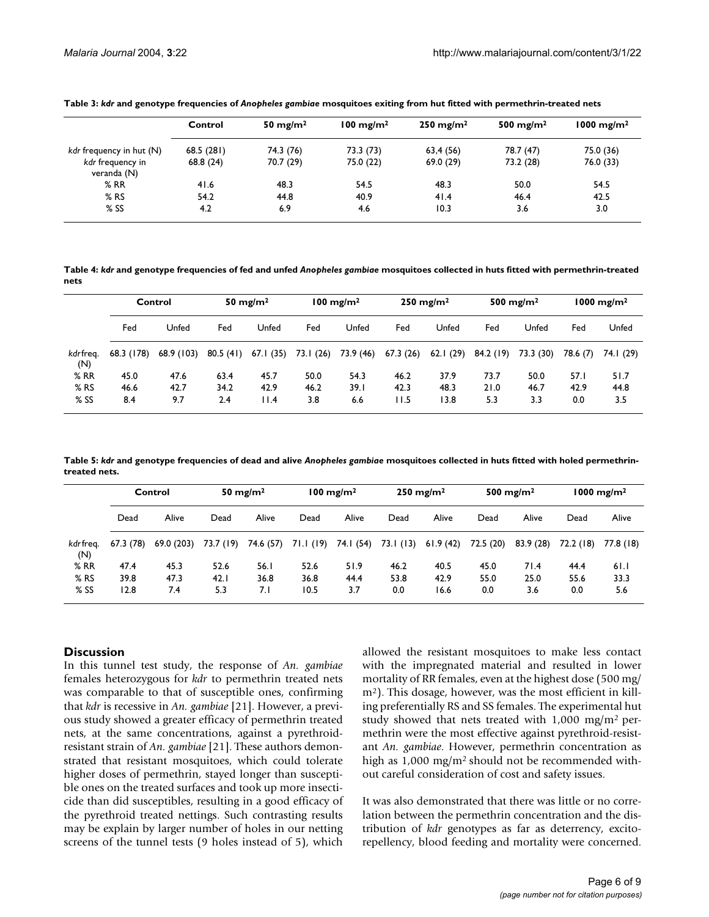**Table 3: *kdr* and genotype frequencies of *Anopheles gambiae* mosquitoes exiting from hut fitted with permethrin-treated nets**

| | Control | 50 mg/m² | 100 mg/m² | 250 mg/m² | 500 mg/m² | 1000 mg/m² |
| --- | --- | --- | --- | --- | --- | --- |
| *kdr* frequency in hut (N) | 68.5 (281) | 74.3 (76) | 73.3 (73) | 63,4 (56) | 78.7 (47) | 75.0 (36) |
| *kdr* frequency in veranda (N) | 68.8 (24) | 70.7 (29) | 75.0 (22) | 69.0 (29) | 73.2 (28) | 76.0 (33) |
| % RR | 41.6 | 48.3 | 54.5 | 48.3 | 50.0 | 54.5 |
| % RS | 54.2 | 44.8 | 40.9 | 41.4 | 46.4 | 42.5 |
| % SS | 4.2 | 6.9 | 4.6 | 10.3 | 3.6 | 3.0 |

**Table 4: *kdr* and genotype frequencies of fed and unfed *Anopheles gambiae* mosquitoes collected in huts fitted with permethrin-treated nets**

| | Control | | 50 mg/m² | | 100 mg/m² | | 250 mg/m² | | 500 mg/m² | | 1000 mg/m² | |
| --- | --- | --- | --- | --- | --- | --- | --- | --- | --- | --- | --- | --- |
| | Fed | Unfed | Fed | Unfed | Fed | Unfed | Fed | Unfed | Fed | Unfed | Fed | Unfed |
| *kdr* freq. (N) | 68.3 (178) | 68.9 (103) | 80.5 (41) | 67.1 (35) | 73.1 (26) | 73.9 (46) | 67.3 (26) | 62.1 (29) | 84.2 (19) | 73.3 (30) | 78.6 (7) | 74.1 (29) |
| % RR | 45.0 | 47.6 | 63.4 | 45.7 | 50.0 | 54.3 | 46.2 | 37.9 | 73.7 | 50.0 | 57.1 | 51.7 |
| % RS | 46.6 | 42.7 | 34.2 | 42.9 | 46.2 | 39.1 | 42.3 | 48.3 | 21.0 | 46.7 | 42.9 | 44.8 |
| % SS | 8.4 | 9.7 | 2.4 | 11.4 | 3.8 | 6.6 | 11.5 | 13.8 | 5.3 | 3.3 | 0.0 | 3.5 |

**Table 5: *kdr* and genotype frequencies of dead and alive *Anopheles gambiae* mosquitoes collected in huts fitted with holed permethrin-treated nets.**

| | Control | | 50 mg/m² | | 100 mg/m² | | 250 mg/m² | | 500 mg/m² | | 1000 mg/m² | |
| --- | --- | --- | --- | --- | --- | --- | --- | --- | --- | --- | --- | --- |
| | Dead | Alive | Dead | Alive | Dead | Alive | Dead | Alive | Dead | Alive | Dead | Alive |
| *kdr* freq. (N) | 67.3 (78) | 69.0 (203) | 73.7 (19) | 74.6 (57) | 71.1 (19) | 74.1 (54) | 73.1 (13) | 61.9 (42) | 72.5 (20) | 83.9 (28) | 72.2 (18) | 77.8 (18) |
| % RR | 47.4 | 45.3 | 52.6 | 56.1 | 52.6 | 51.9 | 46.2 | 40.5 | 45.0 | 71.4 | 44.4 | 61.1 |
| % RS | 39.8 | 47.3 | 42.1 | 36.8 | 36.8 | 44.4 | 53.8 | 42.9 | 55.0 | 25.0 | 55.6 | 33.3 |
| % SS | 12.8 | 7.4 | 5.3 | 7.1 | 10.5 | 3.7 | 0.0 | 16.6 | 0.0 | 3.6 | 0.0 | 5.6 |

## Discussion

In this tunnel test study, the response of *An. gambiae* females heterozygous for *kdr* to permethrin treated nets was comparable to that of susceptible ones, confirming that *kdr* is recessive in *An. gambiae* [21]. However, a previous study showed a greater efficacy of permethrin treated nets, at the same concentrations, against a pyrethroid-resistant strain of *An. gambiae* [21]. These authors demonstrated that resistant mosquitoes, which could tolerate higher doses of permethrin, stayed longer than susceptible ones on the treated surfaces and took up more insecticide than did susceptibles, resulting in a good efficacy of the pyrethroid treated nettings. Such contrasting results may be explain by larger number of holes in our netting screens of the tunnel tests (9 holes instead of 5), which allowed the resistant mosquitoes to make less contact with the impregnated material and resulted in lower mortality of RR females, even at the highest dose (500 mg/m²). This dosage, however, was the most efficient in killing preferentially RS and SS females. The experimental hut study showed that nets treated with 1,000 mg/m² permethrin were the most effective against pyrethroid-resistant *An. gambiae*. However, permethrin concentration as high as 1,000 mg/m² should not be recommended without careful consideration of cost and safety issues.

It was also demonstrated that there was little or no correlation between the permethrin concentration and the distribution of *kdr* genotypes as far as deterrency, excito-repellency, blood feeding and mortality were concerned.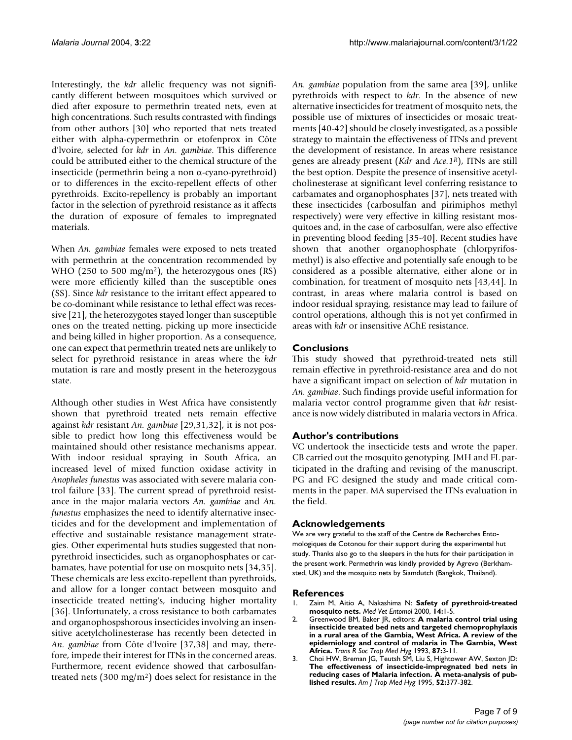Interestingly, the *kdr* allelic frequency was not significantly different between mosquitoes which survived or died after exposure to permethrin treated nets, even at high concentrations. Such results contrasted with findings from other authors [30] who reported that nets treated either with alpha-cypermethrin or etofenprox in Côte d'Ivoire, selected for *kdr* in *An. gambiae*. This difference could be attributed either to the chemical structure of the insecticide (permethrin being a non $\alpha$-cyano-pyrethroid) or to differences in the excito-repellent effects of other pyrethroids. Excito-repellency is probably an important factor in the selection of pyrethroid resistance as it affects the duration of exposure of females to impregnated materials.

When *An. gambiae* females were exposed to nets treated with permethrin at the concentration recommended by WHO (250 to 500 mg/$m^2$), the heterozygous ones (RS) were more efficiently killed than the susceptible ones (SS). Since *kdr* resistance to the irritant effect appeared to be co-dominant while resistance to lethal effect was recessive [21], the heterozygotes stayed longer than susceptible ones on the treated netting, picking up more insecticide and being killed in higher proportion. As a consequence, one can expect that permethrin treated nets are unlikely to select for pyrethroid resistance in areas where the *kdr* mutation is rare and mostly present in the heterozygous state.

Although other studies in West Africa have consistently shown that pyrethroid treated nets remain effective against *kdr* resistant *An. gambiae* [29,31,32], it is not possible to predict how long this effectiveness would be maintained should other resistance mechanisms appear. With indoor residual spraying in South Africa, an increased level of mixed function oxidase activity in *Anopheles funestus* was associated with severe malaria control failure [33]. The current spread of pyrethroid resistance in the major malaria vectors *An. gambiae* and *An. funestus* emphasizes the need to identify alternative insecticides and for the development and implementation of effective and sustainable resistance management strategies. Other experimental huts studies suggested that non-pyrethroid insecticides, such as organophosphates or carbamates, have potential for use on mosquito nets [34,35]. These chemicals are less excito-repellent than pyrethroids, and allow for a longer contact between mosquito and insecticide treated netting's, inducing higher mortality [36]. Unfortunately, a cross resistance to both carbamates and organophospshorous insecticides involving an insensitive acetylcholinesterase has recently been detected in *An. gambiae* from Côte d'Ivoire [37,38] and may, therefore, impede their interest for ITNs in the concerned areas. Furthermore, recent evidence showed that carbosulfan-treated nets (300 mg/$m^2$) does select for resistance in the *An. gambiae* population from the same area [39], unlike pyrethroids with respect to *kdr*. In the absence of new alternative insecticides for treatment of mosquito nets, the possible use of mixtures of insecticides or mosaic treatments [40-42] should be closely investigated, as a possible strategy to maintain the effectiveness of ITNs and prevent the development of resistance. In areas where resistance genes are already present (*Kdr* and *Ace.1*$^R$), ITNs are still the best option. Despite the presence of insensitive acetylcholinesterase at significant level conferring resistance to carbamates and organophosphates [37], nets treated with these insecticides (carbosulfan and pirimiphos methyl respectively) were very effective in killing resistant mosquitoes and, in the case of carbosulfan, were also effective in preventing blood feeding [35-40]. Recent studies have shown that another organophosphate (chlorpyrifos-methyl) is also effective and potentially safe enough to be considered as a possible alternative, either alone or in combination, for treatment of mosquito nets [43,44]. In contrast, in areas where malaria control is based on indoor residual spraying, resistance may lead to failure of control operations, although this is not yet confirmed in areas with *kdr* or insensitive AChE resistance.

## Conclusions

This study showed that pyrethroid-treated nets still remain effective in pyrethroid-resistance area and do not have a significant impact on selection of *kdr* mutation in *An. gambiae*. Such findings provide useful information for malaria vector control programme given that *kdr* resistance is now widely distributed in malaria vectors in Africa.

## Author's contributions

VC undertook the insecticide tests and wrote the paper. CB carried out the mosquito genotyping. JMH and FL participated in the drafting and revising of the manuscript. PG and FC designed the study and made critical comments in the paper. MA supervised the ITNs evaluation in the field.

## Acknowledgements

We are very grateful to the staff of the Centre de Recherches Entomologiques de Cotonou for their support during the experimental hut study. Thanks also go to the sleepers in the huts for their participation in the present work. Permethrin was kindly provided by Agrevo (Berkhamsted, UK) and the mosquito nets by Siamdutch (Bangkok, Thailand).

## References

1. Zaim M, Aitio A, Nakashima N: **Safety of pyrethroid-treated mosquito nets.** *Med Vet Entomol* 2000, **14:**1-5.
2. Greenwood BM, Baker JR, editors: **A malaria control trial using insecticide treated bed nets and targeted chemoprophylaxis in a rural area of the Gambia, West Africa. A review of the epidemiology and control of malaria in The Gambia, West Africa.** *Trans R Soc Trop Med Hyg* 1993, **87:**3-11.
3. Choi HW, Breman JG, Teutsh SM, Liu S, Hightower AW, Sexton JD: **The effectiveness of insecticide-impregnated bed nets in reducing cases of Malaria infection. A meta-analysis of published results.** *Am J Trop Med Hyg* 1995, **52:**377-382.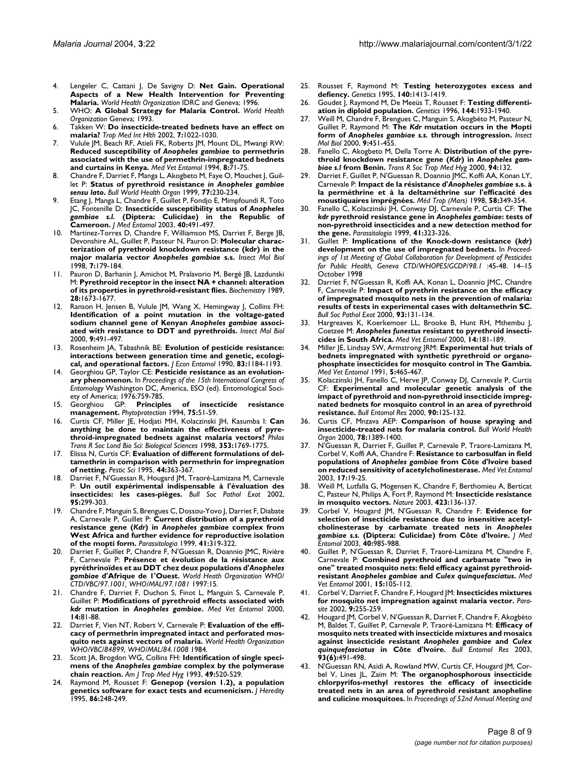4. Lengeler C, Cattani J, De Savigny D: **Net Gain. Operational Aspects of a New Health Intervention for Preventing Malaria.** *World Health Organization* IDRC and Geneva; 1996.
5. WHO: **A Global Strategy for Malaria Control.** *World Health Organization* Geneva; 1993.
6. Takken W: **Do insecticide-treated bednets have an effect on malaria?** *Trop Med Int Hlth* 2002, **7:**1022-1030.
7. Vulule JM, Beach RF, Atieli FK, Roberts JM, Mount DL, Mwangi RW: **Reduced susceptibility of *Anopheles gambiae* to permethrin associated with the use of permethrin-impregnated bednets and curtains in Kenya.** *Med Vet Entomol* 1994, **8:**71-75.
8. Chandre F, Darriet F, Manga L, Akogbeto M, Faye O, Mouchet J, Guillet P: **Status of pyrethroid resistance *in Anopheles gambiae sensu lato*.** *Bull World Health Organ* 1999, **77:**230-234.
9. Etang J, Manga L, Chandre F, Guillet P, Fondjo E, Mimpfoundi R, Toto JC, Fontenille D: **Insecticide susceptibility status of *Anopheles gambiae s.l.* (Diptera: Culicidae) in the Republic of Cameroon.** *J Med Entomol* 2003, **40:**491-497.
10. Martinez-Torres D, Chandre F, Williamson MS, Darriet F, Berge JB, Devonshire AL, Guillet P, Pasteur N, Pauron D: **Molecular characterization of pyrethroid knockdown resistance (kdr) in the major malaria vector *Anopheles gambiae* s.s.** *Insect Mol Biol* 1998, **7:**179-184.
11. Pauron D, Barhanin J, Amichot M, Pralavorio M, Bergé JB, Lazdunski M: **Pyrethroid receptor in the insect NA + channel: alteration of its properties in pyrethroid-resistant flies.** *Biochemistry* 1989, **28:**1673-1677.
12. Ranson H, Jensen B, Vulule JM, Wang X, Hemingway J, Collins FH: **Identification of a point mutation in the voltage-gated sodium channel gene of Kenyan *Anopheles gambiae* associated with resistance to DDT and pyrethroids.** *Insect Mol Biol* 2000, **9:**491-497.
13. Rosenheim JA, Tabashnik BE: **Evolution of pesticide resistance: interactions between generation time and genetic, ecological, and operational factors.** *J Econ Entomol* 1990, **83:**1184-1193.
14. Georghiou GP, Taylor CE: **Pesticide resistance as an evolutionary phenomenon.** In *Proceedings of the 15th International Congress of Entomology* Washington DC, America, ESO (ed). Entomological Society of America; 1976:759-785.
15. Georghiou GP: **Principles of insecticide resistance management.** *Phytoprotection* 1994, **75:**51-59.
16. Curtis CF, Miller JE, Hodjati MH, Kolaczinski JH, Kasumba I: **Can anything be done to maintain the effectiveness of pyrethroid-impregnated bednets against malaria vectors?** *Philos Trans R Soc Lond Bio Sci: Biological Sciences* 1998, **353:**1769-1775.
17. Elissa N, Curtis CF: **Evaluation of different formulations of deltamethrin in comparison with permethrin for impregnation of netting.** *Pestic Sci* 1995, **44:**363-367.
18. Darriet F, N'Guessan R, Hougard JM, Traoré-Lamizana M, Carnevale P: **Un outil expérimental indispensable à l'évaluation des insecticides: les cases-pièges.** *Bull Soc Pathol Exot* 2002, **95:**299-303.
19. Chandre F, Manguin S, Brengues C, Dossou-Yovo J, Darriet F, Diabate A, Carnevale P, Guillet P: **Current distribution of a pyrethroid resistance gene (*Kdr*) in *Anopheles gambiae* complex from West Africa and further evidence for reproductive isolation of the mopti form.** *Parassitologia* 1999, **41:**319-322.
20. Darriet F, Guillet P, Chandre F, N'Guessan R, Doannio JMC, Rivière F, Carnevale P: **Présence et évolution de la résistance aux pyréthrinoïdes et au DDT chez deux populations d'*Anopheles gambiae* d'Afrique de l'Ouest.** *World Heath Organization WHO/CTD/VBC/97.1001, WHO/MAL/97.1081* 1997:15.
21. Chandre F, Darriet F, Duchon S, Finot L, Manguin S, Carnevale P, Guillet P: **Modifications of pyrethroid effects associated with *kdr* mutation in *Anopheles gambiae*.** *Med Vet Entomol* 2000, **14:**81-88.
22. Darriet F, Vien NT, Robert V, Carnevale P: **Evaluation of the efficacy of permethrin impregnated intact and perforated mosquito nets against vectors of malaria.** *World Health Organization WHO/VBC/84899, WHO/MAL/84.1008* 1984.
23. Scott JA, Brogdon WG, Collins FH: **Identification of single specimens of the *Anopheles gambiae* complex by the polymerase chain reaction.** *Am J Trop Med Hyg* 1993, **49:**520-529.
24. Raymond M, Rousset F: **Genepop (version 1.2), a population genetics software for exact tests and ecumenicism.** *J Heredity* 1995, **86:**248-249.
25. Rousset F, Raymond M: **Testing heterozygotes excess and defiency.** *Genetics* 1995, **140:**1413-1419.
26. Goudet J, Raymond M, De Meeüs T, Rousset F: **Testing differentiation in diploid population.** *Genetics* 1996, **144:**1933-1940.
27. Weill M, Chandre F, Brengues C, Manguin S, Akogbéto M, Pasteur N, Guillet P, Raymond M: **The *Kdr* mutation occurs in the Mopti form of *Anopheles gambiae s.s.* through introgression.** *Insect Mol Biol* 2000, **9:**451-455.
28. Fanello C, Akogbeto M, Della Torre A: **Distribution of the pyrethroid knockdown resistance gene (*Kdr*) in *Anopheles gambiae s.l* from Benin.** *Trans R Soc Trop Med Hyg* 2000, **94:**132.
29. Darriet F, Guillet P, N'Guessan R, Doannio JMC, Koffi AA, Konan LY, Carnevale P: **Impact de la résistance d'*Anopheles gambiae* s.s. à la perméthrine et à la deltaméthrine sur l'efficacité des moustiquaires imprégnées.** *Méd Trop (Mars)* 1998, **58:**349-354.
30. Fanello C, Kolaczinski JH, Conway DJ, Carnevale P, Curtis CF: **The *kdr* pyrethroid resistance gene in *Anopheles gambiae*: tests of non-pyrethroid insecticides and a new detection method for the gene.** *Parassitologia* 1999, **41:**323-326.
31. Guillet P: **Implications of the Knock-down resistance (*kdr*) development on the use of impregnated bednets.** In *Proceedings of 1st Meeting of Global Collaboration for Development of Pesticides for Public Health, Geneva CTD/WHOPES/GCDP/98.1* :45-48. 14–15 October 1998
32. Darriet F, N'Guessan R, Koffi AA, Konan L, Doannio JMC, Chandre F, Carnevale P: **Impact of pyrethrin resistance on the efficacy of impregnated mosquito nets in the prevention of malaria: results of tests in experimental cases with deltamethrin SC.** *Bull Soc Pathol Exot* 2000, **93:**131-134.
33. Hargreaves K, Koerkemoer LL, Brooke B, Hunt RH, Mthembu J, Coetzee M: ***Anopheles funestus* resistant to pyrethroid insecticides in South Africa.** *Med Vet Entomol* 2000, **14:**181-189.
34. Miller JE, Lindsay SW, Armstrong JRM: **Experimental hut trials of bednets impregnated with synthetic pyrethroid or organophosphate insecticides for mosquito control in The Gambia.** *Med Vet Entomol* 1991, **5:**465-467.
35. Kolaczinski JH, Fanello C, Herve JP, Conway DJ, Carnevale P, Curtis CF: **Experimental and molecular genetic analysis of the impact of pyrethroid and non-pyrethroid insecticide impregnated bednets for mosquito control in an area of pyrethroid resistance.** *Bull Entomol Res* 2000, **90:**125-132.
36. Curtis CF, Mnzava AEP: **Comparison of house spraying and insecticide-treated nets for malaria control.** *Bull World Health Organ* 2000, **78:**1389-1400.
37. N'Guessan R, Darriet F, Guillet P, Carnevale P, Traore-Lamizana M, Corbel V, Koffi AA, Chandre F: **Resistance to carbosulfan in field populations of *Anopheles gambiae* from Côte d'Ivoire based on reduced sensitivity of acetylcholinesterase.** *Med Vet Entomol* 2003, **17:**19-25.
38. Weill M, Lutfalla G, Mogensen K, Chandre F, Berthomieu A, Berticat C, Pasteur N, Philips A, Fort P, Raymond M: **Insecticide resistance in mosquito vectors.** *Nature* 2003, **423:**136-137.
39. Corbel V, Hougard JM, N'Guessan R, Chandre F: **Evidence for selection of insecticide resistance due to insensitive acetylcholinesterase by carbamate treated nets in *Anopheles gambiae s.s.* (Diptera: Culicidae) from Côte d'Ivoire.** *J Med Entomol* 2003, **40:**985-988.
40. Guillet P, N'Guessan R, Darriet F, Traoré-Lamizana M, Chandre F, Carnevale P: **Combined pyrethroid and carbamate "two in one" treated mosquito nets: field efficacy against pyrethroid-resistant *Anopheles gambiae* and *Culex quinquefasciatus*.** *Med Vet Entomol* 2001, **15:**105-112.
41. Corbel V, Darriet F, Chandre F, Hougard JM: **Insecticides mixtures for mosquito net impregnation against malaria vector.** *Parasite* 2002, **9:**255-259.
42. Hougard JM, Corbel V, N'Guessan R, Darriet F, Chandre F, Akogbéto M, Baldet T, Guillet P, Carnevale P, Traoré-Lamizana M: **Efficacy of mosquito nets treated with insecticide mixtures and mosaics against insecticide resistant *Anopheles gambiae* and *Culex quinquefasciatus* in Côte d'Ivoire.** *Bull Entomol Res* 2003, **93(6):**491-498.
43. N'Guessan RN, Asidi A, Rowland MW, Curtis CF, Hougard JM, Corbel V, Lines JL, Zaim M: **The organophosphorous insecticide chlorpyrifos-methyl restores the efficacy of insecticide treated nets in an area of pyrethroid resistant anopheline and culicine mosquitoes.** In *Proceedings of 52nd Annual Meeting and*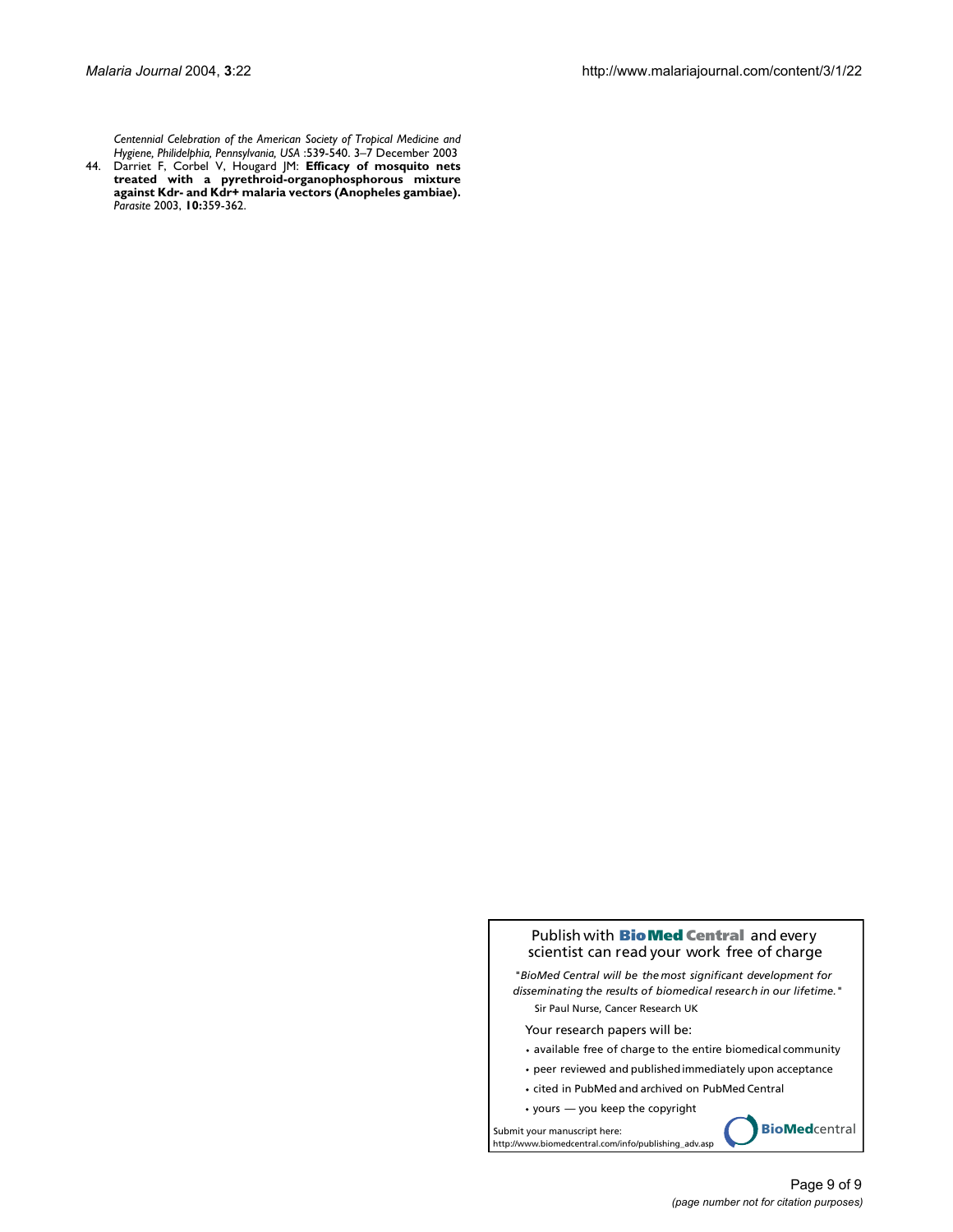*Centennial Celebration of the American Society of Tropical Medicine and Hygiene, Philidelphia, Pennsylvania, USA* :539-540. 3–7 December 2003

44. Darriet F, Corbel V, Hougard JM: **Efficacy of mosquito nets treated with a pyrethroid-organophosphorous mixture against Kdr- and Kdr+ malaria vectors (Anopheles gambiae).** *Parasite* 2003, **10:**359-362.

Publish with **BioMed Central** and every scientist can read your work free of charge

*"BioMed Central will be the most significant development for disseminating the results of biomedical research in our lifetime."*

Sir Paul Nurse, Cancer Research UK

Your research papers will be:

- available free of charge to the entire biomedical community
- peer reviewed and published immediately upon acceptance
- cited in PubMed and archived on PubMed Central
- yours — you keep the copyright

Submit your manuscript here:
http://www.biomedcentral.com/info/publishing_adv.asp

**BioMed**central